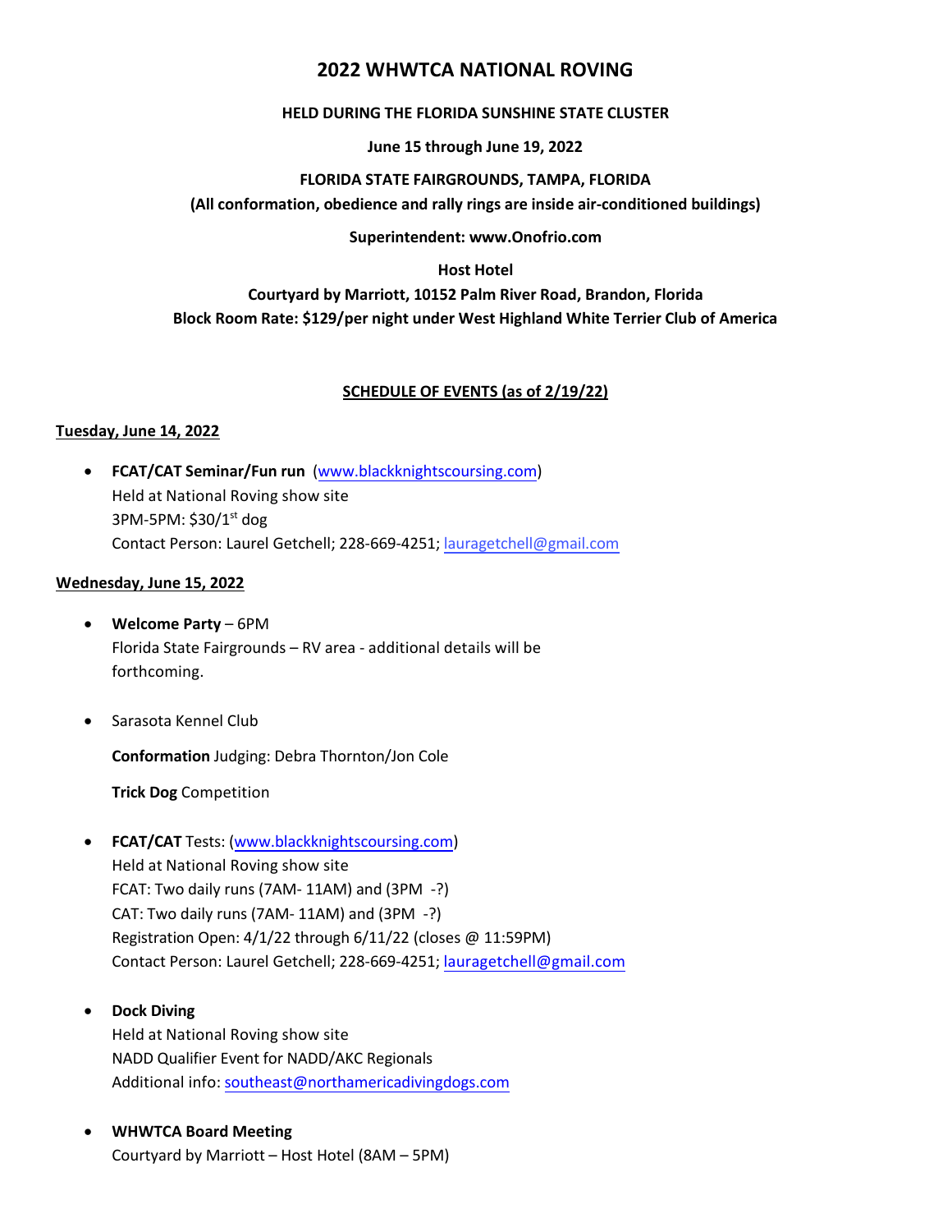# 2022 WHWTCA NATIONAL ROVING

**HELD DURING THE FLORIDA SUNSHINE STATE CLUSTER**

**June 15 through June 19, 2022**

**FLORIDA STATE FAIRGROUNDS, TAMPA, FLORIDA**

**(All conformation, obedience and rally rings are inside air-conditioned buildings)**

**Superintendent: www.Onofrio.com**

**Host Hotel**

**Courtyard by Marriott, 10152 Palm River Road, Brandon, Florida**

**Block Room Rate: $129/per night under West Highland White Terrier Club of America**

## SCHEDULE OF EVENTS (as of 2/19/22)

### Tuesday, June 14, 2022

- **FCAT/CAT Seminar/Fun run** (www.blackknightscoursing.com)
  Held at National Roving show site
  3PM-5PM: $30/1st dog
  Contact Person: Laurel Getchell; 228-669-4251; lauragetchell@gmail.com

### Wednesday, June 15, 2022

- **Welcome Party** – 6PM
  Florida State Fairgrounds – RV area - additional details will be forthcoming.

- Sarasota Kennel Club

  **Conformation** Judging: Debra Thornton/Jon Cole

  **Trick Dog** Competition

- **FCAT/CAT** Tests: (www.blackknightscoursing.com)
  Held at National Roving show site
  FCAT: Two daily runs (7AM- 11AM) and (3PM -?)
  CAT: Two daily runs (7AM- 11AM) and (3PM -?)
  Registration Open: 4/1/22 through 6/11/22 (closes @ 11:59PM)
  Contact Person: Laurel Getchell; 228-669-4251; lauragetchell@gmail.com

- **Dock Diving**
  Held at National Roving show site
  NADD Qualifier Event for NADD/AKC Regionals
  Additional info: southeast@northamericadivingdogs.com

- **WHWTCA Board Meeting**
  Courtyard by Marriott – Host Hotel (8AM – 5PM)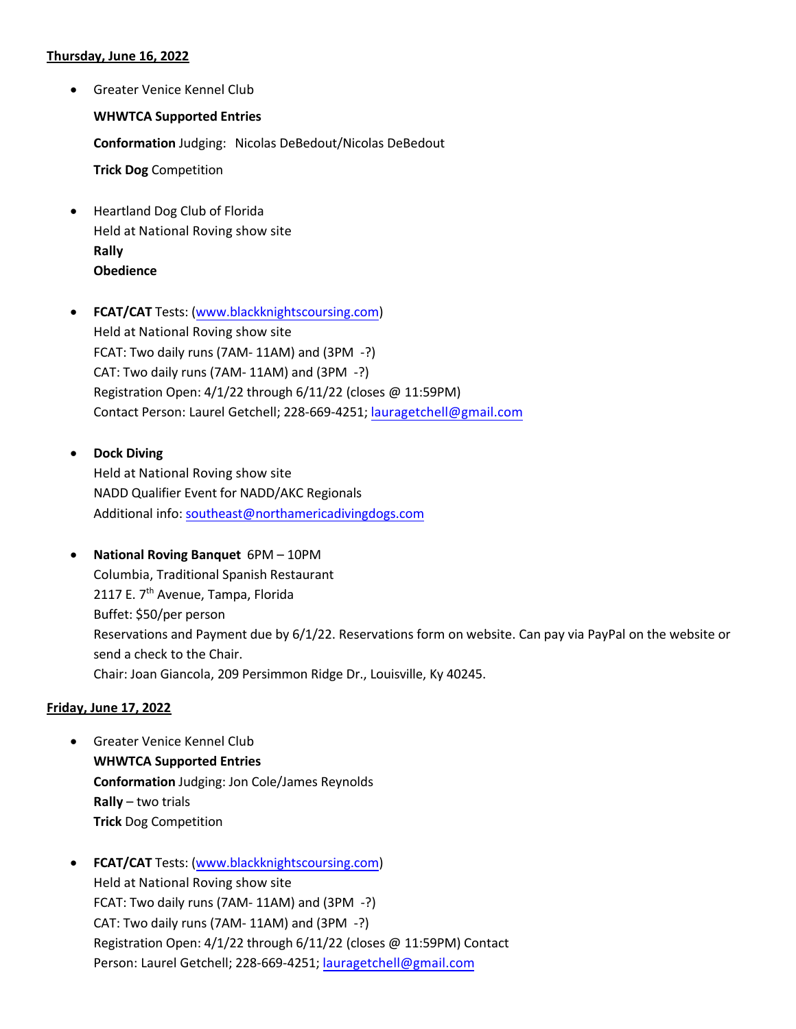**Thursday, June 16, 2022**

- Greater Venice Kennel Club

  **WHWTCA Supported Entries**

  **Conformation** Judging: Nicolas DeBedout/Nicolas DeBedout

  **Trick Dog** Competition

- Heartland Dog Club of Florida
  Held at National Roving show site
  **Rally**
  **Obedience**

- **FCAT/CAT** Tests: (www.blackknightscoursing.com)
  Held at National Roving show site
  FCAT: Two daily runs (7AM- 11AM) and (3PM -?)
  CAT: Two daily runs (7AM- 11AM) and (3PM -?)
  Registration Open: 4/1/22 through 6/11/22 (closes @ 11:59PM)
  Contact Person: Laurel Getchell; 228-669-4251; lauragetchell@gmail.com

- **Dock Diving**
  Held at National Roving show site
  NADD Qualifier Event for NADD/AKC Regionals
  Additional info: southeast@northamericadivingdogs.com

- **National Roving Banquet** 6PM – 10PM
  Columbia, Traditional Spanish Restaurant
  2117 E. 7th Avenue, Tampa, Florida
  Buffet: $50/per person
  Reservations and Payment due by 6/1/22. Reservations form on website. Can pay via PayPal on the website or send a check to the Chair.
  Chair: Joan Giancola, 209 Persimmon Ridge Dr., Louisville, Ky 40245.

**Friday, June 17, 2022**

- Greater Venice Kennel Club
  **WHWTCA Supported Entries**
  **Conformation** Judging: Jon Cole/James Reynolds
  **Rally** – two trials
  **Trick** Dog Competition

- **FCAT/CAT** Tests: (www.blackknightscoursing.com)
  Held at National Roving show site
  FCAT: Two daily runs (7AM- 11AM) and (3PM -?)
  CAT: Two daily runs (7AM- 11AM) and (3PM -?)
  Registration Open: 4/1/22 through 6/11/22 (closes @ 11:59PM) Contact Person: Laurel Getchell; 228-669-4251; lauragetchell@gmail.com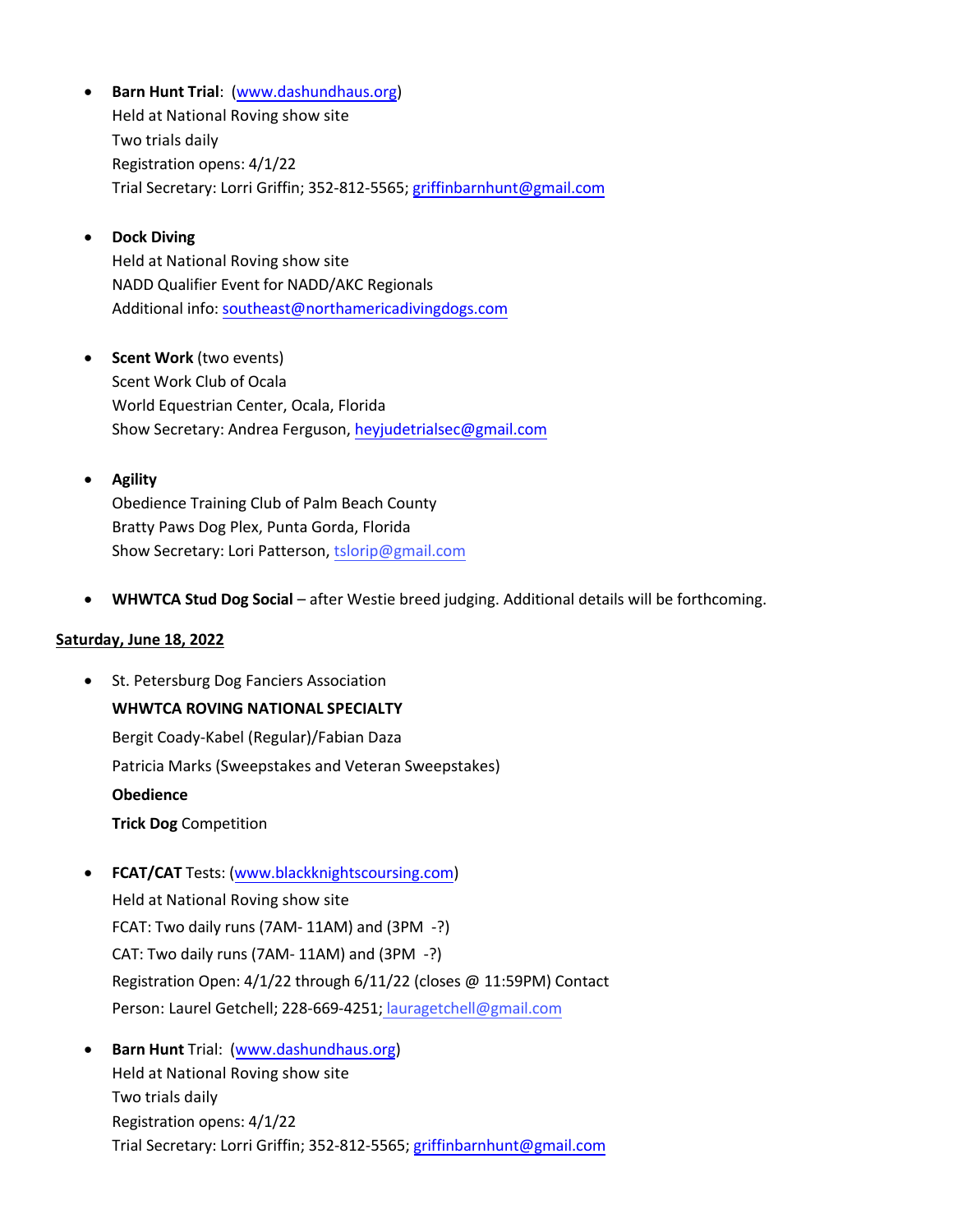- **Barn Hunt Trial**: (www.dashundhaus.org)
  Held at National Roving show site
  Two trials daily
  Registration opens: 4/1/22
  Trial Secretary: Lorri Griffin; 352-812-5565; griffinbarnhunt@gmail.com

- **Dock Diving**
  Held at National Roving show site
  NADD Qualifier Event for NADD/AKC Regionals
  Additional info: southeast@northamericadivingdogs.com

- **Scent Work** (two events)
  Scent Work Club of Ocala
  World Equestrian Center, Ocala, Florida
  Show Secretary: Andrea Ferguson, heyjudetrialsec@gmail.com

- **Agility**
  Obedience Training Club of Palm Beach County
  Bratty Paws Dog Plex, Punta Gorda, Florida
  Show Secretary: Lori Patterson, tslorip@gmail.com

- **WHWTCA Stud Dog Social** – after Westie breed judging. Additional details will be forthcoming.

**<u>Saturday, June 18, 2022</u>**

- St. Petersburg Dog Fanciers Association

  **WHWTCA ROVING NATIONAL SPECIALTY**

  Bergit Coady-Kabel (Regular)/Fabian Daza

  Patricia Marks (Sweepstakes and Veteran Sweepstakes)

  **Obedience**

  **Trick Dog** Competition

- **FCAT/CAT** Tests: (www.blackknightscoursing.com)
  Held at National Roving show site
  FCAT: Two daily runs (7AM- 11AM) and (3PM -?)
  CAT: Two daily runs (7AM- 11AM) and (3PM -?)
  Registration Open: 4/1/22 through 6/11/22 (closes @ 11:59PM) Contact
  Person: Laurel Getchell; 228-669-4251; lauragetchell@gmail.com

- **Barn Hunt** Trial: (www.dashundhaus.org)
  Held at National Roving show site
  Two trials daily
  Registration opens: 4/1/22
  Trial Secretary: Lorri Griffin; 352-812-5565; griffinbarnhunt@gmail.com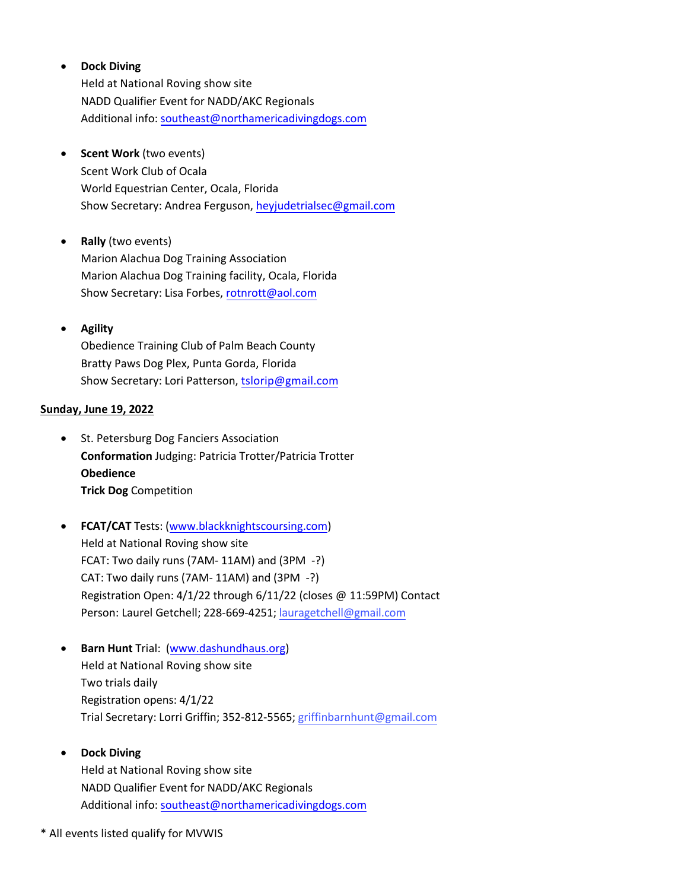- **Dock Diving**
  Held at National Roving show site
  NADD Qualifier Event for NADD/AKC Regionals
  Additional info: southeast@northamericadivingdogs.com

- **Scent Work** (two events)
  Scent Work Club of Ocala
  World Equestrian Center, Ocala, Florida
  Show Secretary: Andrea Ferguson, heyjudetrialsec@gmail.com

- **Rally** (two events)
  Marion Alachua Dog Training Association
  Marion Alachua Dog Training facility, Ocala, Florida
  Show Secretary: Lisa Forbes, rotnrott@aol.com

- **Agility**
  Obedience Training Club of Palm Beach County
  Bratty Paws Dog Plex, Punta Gorda, Florida
  Show Secretary: Lori Patterson, tslorip@gmail.com

**Sunday, June 19, 2022**

- St. Petersburg Dog Fanciers Association
  **Conformation** Judging: Patricia Trotter/Patricia Trotter
  **Obedience**
  **Trick Dog** Competition

- **FCAT/CAT** Tests: (www.blackknightscoursing.com)
  Held at National Roving show site
  FCAT: Two daily runs (7AM- 11AM) and (3PM -?)
  CAT: Two daily runs (7AM- 11AM) and (3PM -?)
  Registration Open: 4/1/22 through 6/11/22 (closes @ 11:59PM) Contact Person: Laurel Getchell; 228-669-4251; lauragetchell@gmail.com

- **Barn Hunt** Trial: (www.dashundhaus.org)
  Held at National Roving show site
  Two trials daily
  Registration opens: 4/1/22
  Trial Secretary: Lorri Griffin; 352-812-5565; griffinbarnhunt@gmail.com

- **Dock Diving**
  Held at National Roving show site
  NADD Qualifier Event for NADD/AKC Regionals
  Additional info: southeast@northamericadivingdogs.com

* All events listed qualify for MVWIS